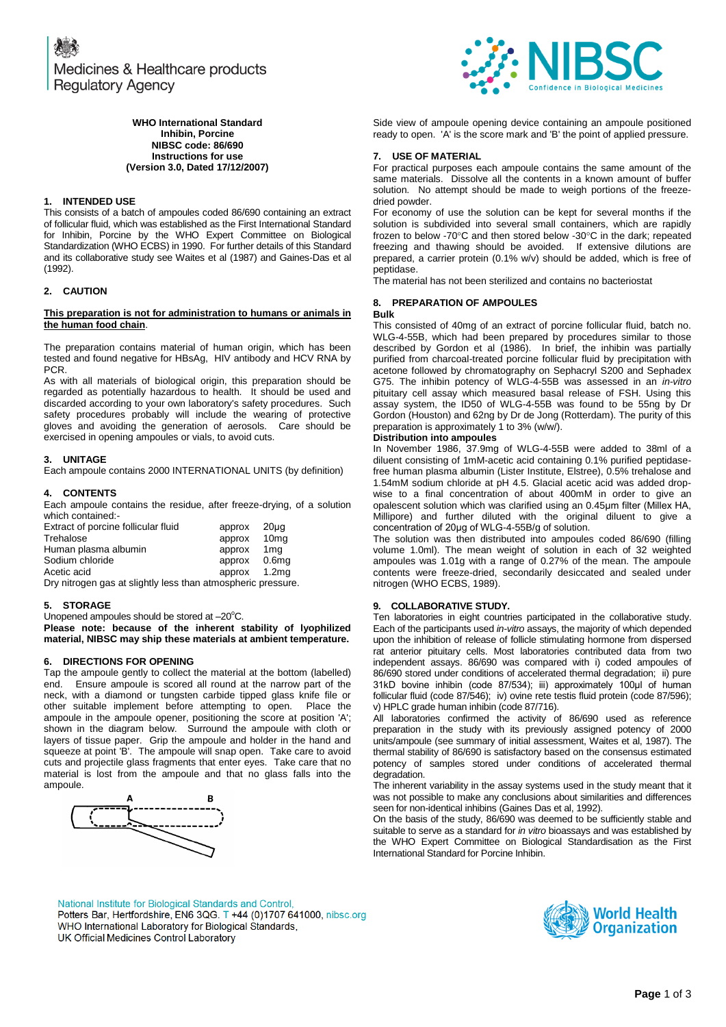**WHO International Standard**
**Inhibin, Porcine**
**NIBSC code: 86/690**
**Instructions for use**
**(Version 3.0, Dated 17/12/2007)**

## 1. INTENDED USE

This consists of a batch of ampoules coded 86/690 containing an extract of follicular fluid, which was established as the First International Standard for Inhibin, Porcine by the WHO Expert Committee on Biological Standardization (WHO ECBS) in 1990. For further details of this Standard and its collaborative study see Waites et al (1987) and Gaines-Das et al (1992).

## 2. CAUTION

**This preparation is not for administration to humans or animals in the human food chain**.

The preparation contains material of human origin, which has been tested and found negative for HBsAg, HIV antibody and HCV RNA by PCR.

As with all materials of biological origin, this preparation should be regarded as potentially hazardous to health. It should be used and discarded according to your own laboratory's safety procedures. Such safety procedures probably will include the wearing of protective gloves and avoiding the generation of aerosols. Care should be exercised in opening ampoules or vials, to avoid cuts.

## 3. UNITAGE

Each ampoule contains 2000 INTERNATIONAL UNITS (by definition)

## 4. CONTENTS

Each ampoule contains the residue, after freeze-drying, of a solution which contained:-

| | | |
|---|---|---|
| Extract of porcine follicular fluid | approx | 20µg |
| Trehalose | approx | 10mg |
| Human plasma albumin | approx | 1mg |
| Sodium chloride | approx | 0.6mg |
| Acetic acid | approx | 1.2mg |

Dry nitrogen gas at slightly less than atmospheric pressure.

## 5. STORAGE

Unopened ampoules should be stored at –20°C.

**Please note: because of the inherent stability of lyophilized material, NIBSC may ship these materials at ambient temperature.**

## 6. DIRECTIONS FOR OPENING

Tap the ampoule gently to collect the material at the bottom (labelled) end. Ensure ampoule is scored all round at the narrow part of the neck, with a diamond or tungsten carbide tipped glass knife file or other suitable implement before attempting to open. Place the ampoule in the ampoule opener, positioning the score at position 'A'; shown in the diagram below. Surround the ampoule with cloth or layers of tissue paper. Grip the ampoule and holder in the hand and squeeze at point 'B'. The ampoule will snap open. Take care to avoid cuts and projectile glass fragments that enter eyes. Take care that no material is lost from the ampoule and that no glass falls into the ampoule.

Side view of ampoule opening device containing an ampoule positioned ready to open. 'A' is the score mark and 'B' the point of applied pressure.

## 7. USE OF MATERIAL

For practical purposes each ampoule contains the same amount of the same materials. Dissolve all the contents in a known amount of buffer solution. No attempt should be made to weigh portions of the freeze-dried powder.

For economy of use the solution can be kept for several months if the solution is subdivided into several small containers, which are rapidly frozen to below -70°C and then stored below -30°C in the dark; repeated freezing and thawing should be avoided. If extensive dilutions are prepared, a carrier protein (0.1% w/v) should be added, which is free of peptidase.

The material has not been sterilized and contains no bacteriostat

## 8. PREPARATION OF AMPOULES

**Bulk**

This consisted of 40mg of an extract of porcine follicular fluid, batch no. WLG-4-55B, which had been prepared by procedures similar to those described by Gordon et al (1986). In brief, the inhibin was partially purified from charcoal-treated porcine follicular fluid by precipitation with acetone followed by chromatography on Sephacryl S200 and Sephadex G75. The inhibin potency of WLG-4-55B was assessed in an *in-vitro* pituitary cell assay which measured basal release of FSH. Using this assay system, the ID50 of WLG-4-55B was found to be 55ng by Dr Gordon (Houston) and 62ng by Dr de Jong (Rotterdam). The purity of this preparation is approximately 1 to 3% (w/w).

**Distribution into ampoules**

In November 1986, 37.9mg of WLG-4-55B were added to 38ml of a diluent consisting of 1mM-acetic acid containing 0.1% purified peptidase-free human plasma albumin (Lister Institute, Elstree), 0.5% trehalose and 1.54mM sodium chloride at pH 4.5. Glacial acetic acid was added drop-wise to a final concentration of about 400mM in order to give an opalescent solution which was clarified using an 0.45µm filter (Millex HA, Millipore) and further diluted with the original diluent to give a concentration of 20µg of WLG-4-55B/g of solution.

The solution was then distributed into ampoules coded 86/690 (filling volume 1.0ml). The mean weight of solution in each of 32 weighted ampoules was 1.01g with a range of 0.27% of the mean. The ampoule contents were freeze-dried, secondarily desiccated and sealed under nitrogen (WHO ECBS, 1989).

## 9. COLLABORATIVE STUDY.

Ten laboratories in eight countries participated in the collaborative study. Each of the participants used *in-vitro* assays, the majority of which depended upon the inhibition of release of follicle stimulating hormone from dispersed rat anterior pituitary cells. Most laboratories contributed data from two independent assays. 86/690 was compared with i) coded ampoules of 86/690 stored under conditions of accelerated thermal degradation; ii) pure 31kD bovine inhibin (code 87/534); iii) approximately 100µl of human follicular fluid (code 87/546); iv) ovine rete testis fluid protein (code 87/596); v) HPLC grade human inhibin (code 87/716).

All laboratories confirmed the activity of 86/690 used as reference preparation in the study with its previously assigned potency of 2000 units/ampoule (see summary of initial assessment, Waites et al, 1987). The thermal stability of 86/690 is satisfactory based on the consensus estimated potency of samples stored under conditions of accelerated thermal degradation.

The inherent variability in the assay systems used in the study meant that it was not possible to make any conclusions about similarities and differences seen for non-identical inhibins (Gaines Das et al, 1992).

On the basis of the study, 86/690 was deemed to be sufficiently stable and suitable to serve as a standard for *in vitro* bioassays and was established by the WHO Expert Committee on Biological Standardisation as the First International Standard for Porcine Inhibin.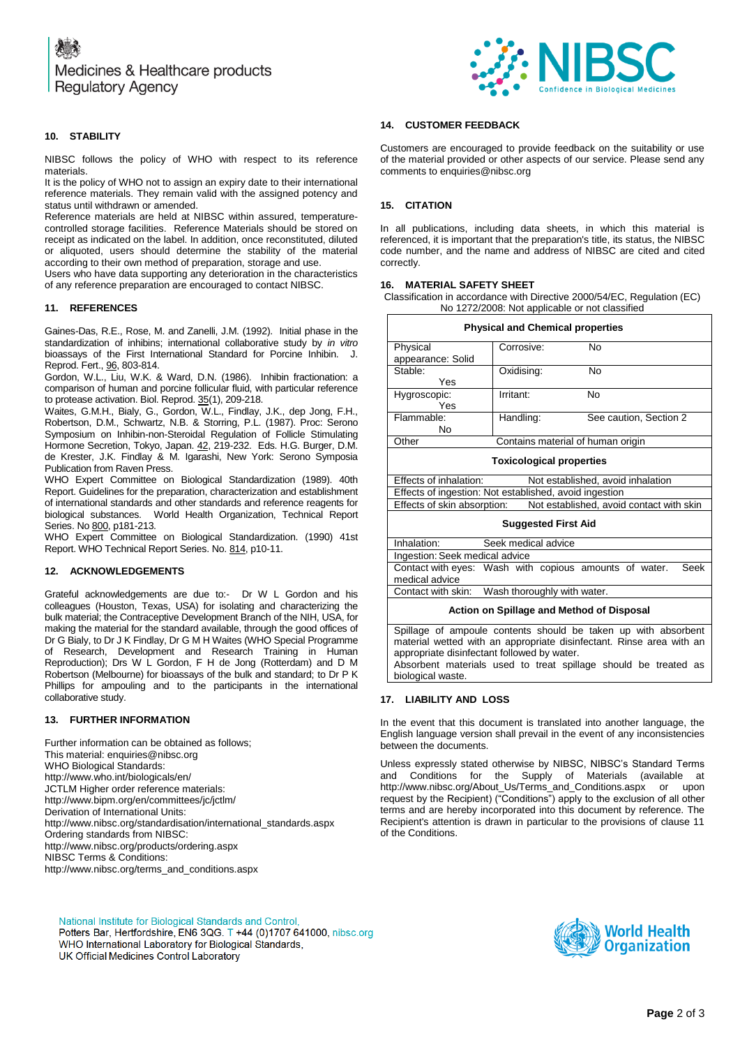## 10. STABILITY

NIBSC follows the policy of WHO with respect to its reference materials.

It is the policy of WHO not to assign an expiry date to their international reference materials. They remain valid with the assigned potency and status until withdrawn or amended.

Reference materials are held at NIBSC within assured, temperature-controlled storage facilities. Reference Materials should be stored on receipt as indicated on the label. In addition, once reconstituted, diluted or aliquoted, users should determine the stability of the material according to their own method of preparation, storage and use.

Users who have data supporting any deterioration in the characteristics of any reference preparation are encouraged to contact NIBSC.

## 11. REFERENCES

Gaines-Das, R.E., Rose, M. and Zanelli, J.M. (1992). Initial phase in the standardization of inhibins; international collaborative study by *in vitro* bioassays of the First International Standard for Porcine Inhibin. J. Reprod. Fert., 96, 803-814.

Gordon, W.L., Liu, W.K. & Ward, D.N. (1986). Inhibin fractionation: a comparison of human and porcine follicular fluid, with particular reference to protease activation. Biol. Reprod. 35(1), 209-218.

Waites, G.M.H., Bialy, G., Gordon, W.L., Findlay, J.K., dep Jong, F.H., Robertson, D.M., Schwartz, N.B. & Storring, P.L. (1987). Proc: Serono Symposium on Inhibin-non-Steroidal Regulation of Follicle Stimulating Hormone Secretion, Tokyo, Japan. 42, 219-232. Eds. H.G. Burger, D.M. de Krester, J.K. Findlay & M. Igarashi, New York: Serono Symposia Publication from Raven Press.

WHO Expert Committee on Biological Standardization (1989). 40th Report. Guidelines for the preparation, characterization and establishment of international standards and other standards and reference reagents for biological substances. World Health Organization, Technical Report Series. No 800, p181-213.

WHO Expert Committee on Biological Standardization. (1990) 41st Report. WHO Technical Report Series. No. 814, p10-11.

## 12. ACKNOWLEDGEMENTS

Grateful acknowledgements are due to:- Dr W L Gordon and his colleagues (Houston, Texas, USA) for isolating and characterizing the bulk material; the Contraceptive Development Branch of the NIH, USA, for making the material for the standard available, through the good offices of Dr G Bialy, to Dr J K Findlay, Dr G M H Waites (WHO Special Programme of Research, Development and Research Training in Human Reproduction); Drs W L Gordon, F H de Jong (Rotterdam) and D M Robertson (Melbourne) for bioassays of the bulk and standard; to Dr P K Phillips for ampouling and to the participants in the international collaborative study.

## 13. FURTHER INFORMATION

Further information can be obtained as follows;
This material: enquiries@nibsc.org
WHO Biological Standards:
http://www.who.int/biologicals/en/
JCTLM Higher order reference materials:
http://www.bipm.org/en/committees/jc/jctlm/
Derivation of International Units:
http://www.nibsc.org/standardisation/international_standards.aspx
Ordering standards from NIBSC:
http://www.nibsc.org/products/ordering.aspx
NIBSC Terms & Conditions:
http://www.nibsc.org/terms_and_conditions.aspx

## 14. CUSTOMER FEEDBACK

Customers are encouraged to provide feedback on the suitability or use of the material provided or other aspects of our service. Please send any comments to enquiries@nibsc.org

## 15. CITATION

In all publications, including data sheets, in which this material is referenced, it is important that the preparation's title, its status, the NIBSC code number, and the name and address of NIBSC are cited and cited correctly.

## 16. MATERIAL SAFETY SHEET

Classification in accordance with Directive 2000/54/EC, Regulation (EC) No 1272/2008: Not applicable or not classified

| Physical and Chemical properties | | | |
|---|---|---|---|
| Physical appearance: Solid | | Corrosive: | No |
| Stable: | Yes | Oxidising: | No |
| Hygroscopic: | Yes | Irritant: | No |
| Flammable: | No | Handling: | See caution, Section 2 |
| Other | | Contains material of human origin | |

| Toxicological properties | |
|---|---|
| Effects of inhalation: | Not established, avoid inhalation |
| Effects of ingestion: | Not established, avoid ingestion |
| Effects of skin absorption: | Not established, avoid contact with skin |

| Suggested First Aid | |
|---|---|
| Inhalation: | Seek medical advice |
| Ingestion: | Seek medical advice |
| Contact with eyes: | Wash with copious amounts of water. Seek medical advice |
| Contact with skin: | Wash thoroughly with water. |

**Action on Spillage and Method of Disposal**

Spillage of ampoule contents should be taken up with absorbent material wetted with an appropriate disinfectant. Rinse area with an appropriate disinfectant followed by water.
Absorbent materials used to treat spillage should be treated as biological waste.

## 17. LIABILITY AND LOSS

In the event that this document is translated into another language, the English language version shall prevail in the event of any inconsistencies between the documents.

Unless expressly stated otherwise by NIBSC, NIBSC's Standard Terms and Conditions for the Supply of Materials (available at http://www.nibsc.org/About_Us/Terms_and_Conditions.aspx or upon request by the Recipient) ("Conditions") apply to the exclusion of all other terms and are hereby incorporated into this document by reference. The Recipient's attention is drawn in particular to the provisions of clause 11 of the Conditions.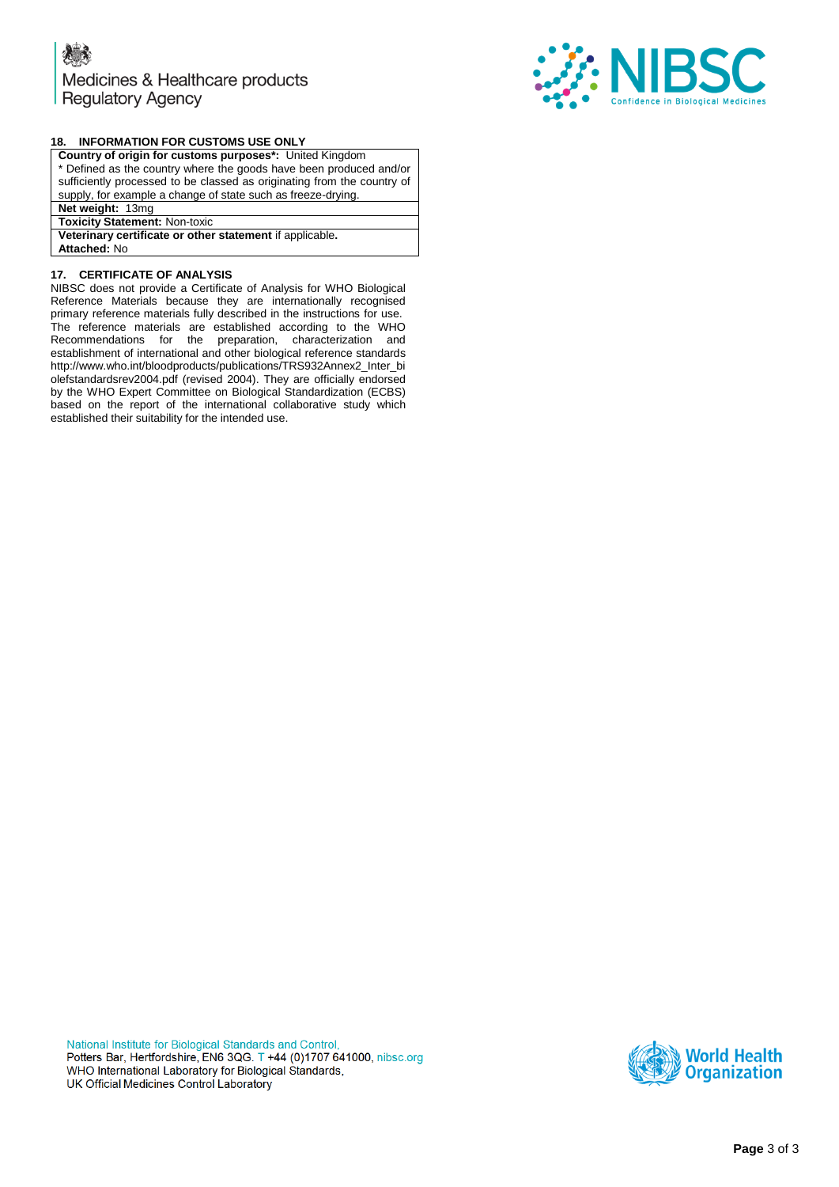### 18. INFORMATION FOR CUSTOMS USE ONLY

| |
|---|
| **Country of origin for customs purposes*:** United Kingdom<br>* Defined as the country where the goods have been produced and/or sufficiently processed to be classed as originating from the country of supply, for example a change of state such as freeze-drying. |
| **Net weight:** 13mg |
| **Toxicity Statement:** Non-toxic |
| **Veterinary certificate or other statement** if applicable**.**<br>**Attached:** No |

### 17. CERTIFICATE OF ANALYSIS

NIBSC does not provide a Certificate of Analysis for WHO Biological Reference Materials because they are internationally recognised primary reference materials fully described in the instructions for use. The reference materials are established according to the WHO Recommendations for the preparation, characterization and establishment of international and other biological reference standards http://www.who.int/bloodproducts/publications/TRS932Annex2_Inter_biolefstandardsrev2004.pdf (revised 2004). They are officially endorsed by the WHO Expert Committee on Biological Standardization (ECBS) based on the report of the international collaborative study which established their suitability for the intended use.